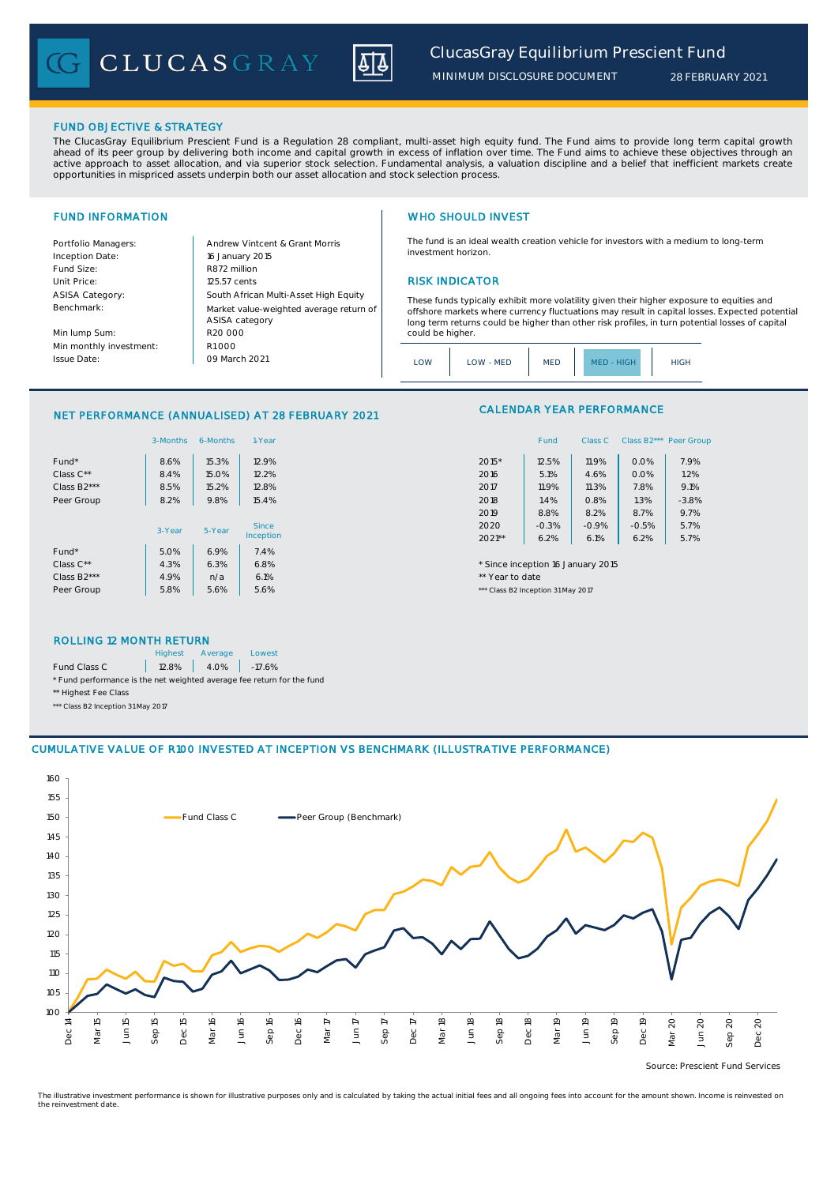# ClucasGray Equilibrium Prescient Fund

MINIMUM DISCLOSURE DOCUMENT 28 FEBRUARY 2021

## FUND OBJECTIVE & STRATEGY

The ClucasGray Equilibrium Prescient Fund is a Regulation 28 compliant, multi-asset high equity fund. The Fund aims to provide long term capital growth ahead of its peer group by delivering both income and capital growth in excess of inflation over time. The Fund aims to achieve these objectives through an active approach to asset allocation, and via superior stock selection. Fundamental analysis, a valuation discipline and a belief that inefficient markets create opportunities in mispriced assets underpin both our asset allocation and stock selection process.

## FUND INFORMATION

| | |
|---|---|
| Portfolio Managers: | Andrew Vintcent & Grant Morris |
| Inception Date: | 16 January 2015 |
| Fund Size: | R872 million |
| Unit Price: | 125.57 cents |
| ASISA Category: | South African Multi-Asset High Equity |
| Benchmark: | Market value-weighted average return of ASISA category |
| Min lump Sum: | R20 000 |
| Min monthly investment: | R1 000 |
| Issue Date: | 09 March 2021 |

## WHO SHOULD INVEST

The fund is an ideal wealth creation vehicle for investors with a medium to long-term investment horizon.

## RISK INDICATOR

These funds typically exhibit more volatility given their higher exposure to equities and offshore markets where currency fluctuations may result in capital losses. Expected potential long term returns could be higher than other risk profiles, in turn potential losses of capital could be higher.

| LOW | LOW - MED | MED | **MED - HIGH** | HIGH |
|---|---|---|---|---|

## NET PERFORMANCE (ANNUALISED) AT 28 FEBRUARY 2021

| | 3-Months | 6-Months | 1-Year |
|---|---|---|---|
| Fund* | 8.6% | 15.3% | 12.9% |
| Class C** | 8.4% | 15.0% | 12.2% |
| Class B2*** | 8.5% | 15.2% | 12.8% |
| Peer Group | 8.2% | 9.8% | 15.4% |

| | 3-Year | 5-Year | Since Inception |
|---|---|---|---|
| Fund* | 5.0% | 6.9% | 7.4% |
| Class C** | 4.3% | 6.3% | 6.8% |
| Class B2*** | 4.9% | n/a | 6.1% |
| Peer Group | 5.8% | 5.6% | 5.6% |

## CALENDAR YEAR PERFORMANCE

| | Fund | Class C | Class B2*** | Peer Group |
|---|---|---|---|---|
| 2015* | 12.5% | 11.9% | 0.0% | 7.9% |
| 2016 | 5.1% | 4.6% | 0.0% | 1.2% |
| 2017 | 11.9% | 11.3% | 7.8% | 9.1% |
| 2018 | 1.4% | 0.8% | 1.3% | -3.8% |
| 2019 | 8.8% | 8.2% | 8.7% | 9.7% |
| 2020 | -0.3% | -0.9% | -0.5% | 5.7% |
| 2021** | 6.2% | 6.1% | 6.2% | 5.7% |

\* Since inception 16 January 2015

** Year to date

*** Class B2 Inception 31 May 2017

## ROLLING 12 MONTH RETURN

| | Highest | Average | Lowest |
|---|---|---|---|
| Fund Class C | 12.8% | 4.0% | -17.6% |

\* Fund performance is the net weighted average fee return for the fund

** Highest Fee Class

*** Class B2 Inception 31 May 2017

## CUMULATIVE VALUE OF R100 INVESTED AT INCEPTION VS BENCHMARK (ILLUSTRATIVE PERFORMANCE)

Source: Prescient Fund Services

The illustrative investment performance is shown for illustrative purposes only and is calculated by taking the actual initial fees and all ongoing fees into account for the amount shown. Income is reinvested on the reinvestment date.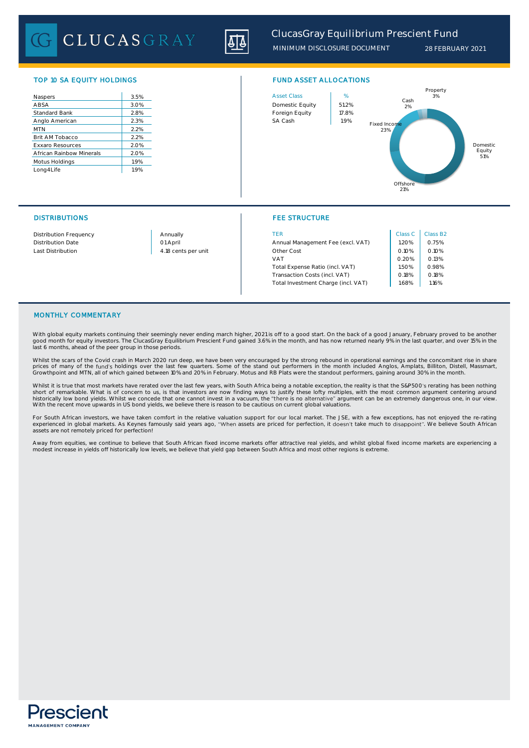# ClucasGray Equilibrium Prescient Fund

MINIMUM DISCLOSURE DOCUMENT 28 FEBRUARY 2021

## TOP 10 SA EQUITY HOLDINGS

| | |
|---|---|
| Naspers | 3.5% |
| ABSA | 3.0% |
| Standard Bank | 2.8% |
| Anglo American | 2.3% |
| MTN | 2.2% |
| Brit AM Tobacco | 2.2% |
| Exxaro Resources | 2.0% |
| African Rainbow Minerals | 2.0% |
| Motus Holdings | 1.9% |
| Long4Life | 1.9% |

## FUND ASSET ALLOCATIONS

| Asset Class | % |
|---|---|
| Domestic Equity | 51.2% |
| Foreign Equity | 17.8% |
| SA Cash | 1.9% |

Property 3%, Cash 2%, Fixed Income 23%, Domestic Equity 51%, Offshore 21%

## DISTRIBUTIONS

| | |
|---|---|
| Distribution Frequency | Annually |
| Distribution Date | 01 April |
| Last Distribution | 4.18 cents per unit |

## FEE STRUCTURE

| TER | Class C | Class B2 |
|---|---|---|
| Annual Management Fee (excl. VAT) | 1.20% | 0.75% |
| Other Cost | 0.10% | 0.10% |
| VAT | 0.20% | 0.13% |
| Total Expense Ratio (incl. VAT) | 1.50% | 0.98% |
| Transaction Costs (incl. VAT) | 0.18% | 0.18% |
| Total Investment Charge (incl. VAT) | 1.68% | 1.16% |

## MONTHLY COMMENTARY

With global equity markets continuing their seemingly never ending march higher, 2021 is off to a good start. On the back of a good January, February proved to be another good month for equity investors. The ClucasGray Equilibrium Prescient Fund gained 3.6% in the month, and has now returned nearly 9% in the last quarter, and over 15% in the last 6 months, ahead of the peer group in those periods.

Whilst the scars of the Covid crash in March 2020 run deep, we have been very encouraged by the strong rebound in operational earnings and the concomitant rise in share prices of many of the fund's holdings over the last few quarters. Some of the stand out performers in the month included Anglos, Amplats, Billiton, Distell, Massmart, Growthpoint and MTN, all of which gained between 10% and 20% in February. Motus and RB Plats were the standout performers, gaining around 30% in the month.

Whilst it is true that most markets have rerated over the last few years, with South Africa being a notable exception, the reality is that the S&P500's rerating has been nothing short of remarkable. What is of concern to us, is that investors are now finding ways to justify these lofty multiples, with the most common argument centering around historically low bond yields. Whilst we concede that one cannot invest in a vacuum, the "there is no alternative" argument can be an extremely dangerous one, in our view. With the recent move upwards in US bond yields, we believe there is reason to be cautious on current global valuations.

For South African investors, we have taken comfort in the relative valuation support for our local market. The JSE, with a few exceptions, has not enjoyed the re-rating experienced in global markets. As Keynes famously said years ago, "When assets are priced for perfection, it doesn't take much to disappoint". We believe South African assets are not remotely priced for perfection!

Away from equities, we continue to believe that South African fixed income markets offer attractive real yields, and whilst global fixed income markets are experiencing a modest increase in yields off historically low levels, we believe that yield gap between South Africa and most other regions is extreme.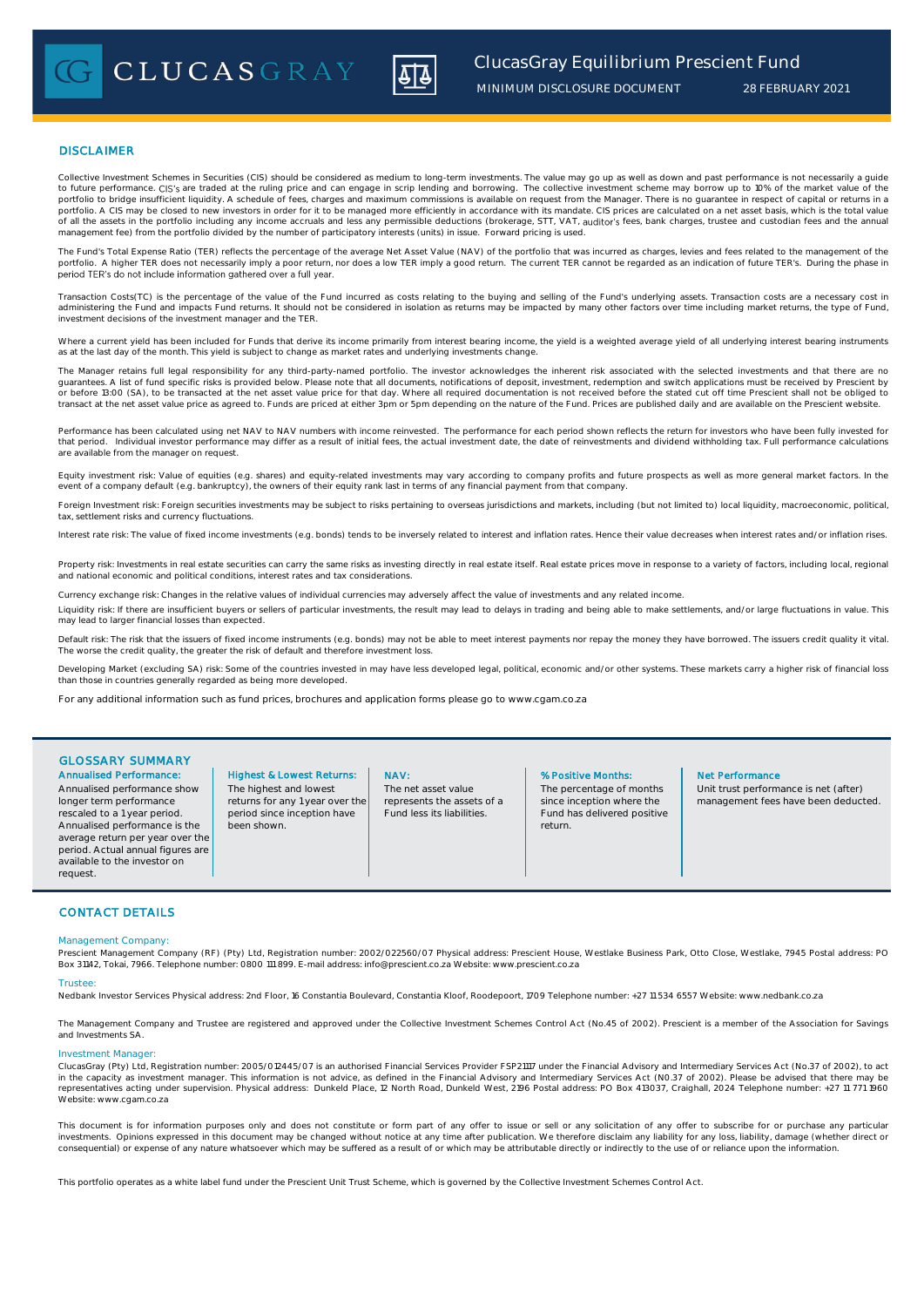# ClucasGray Equilibrium Prescient Fund

MINIMUM DISCLOSURE DOCUMENT 28 FEBRUARY 2021

## DISCLAIMER

Collective Investment Schemes in Securities (CIS) should be considered as medium to long-term investments. The value may go up as well as down and past performance is not necessarily a guide to future performance. CIS's are traded at the ruling price and can engage in scrip lending and borrowing. The collective investment scheme may borrow up to 10% of the market value of the portfolio to bridge insufficient liquidity. A schedule of fees, charges and maximum commissions is available on request from the Manager. There is no guarantee in respect of capital or returns in a portfolio. A CIS may be closed to new investors in order for it to be managed more efficiently in accordance with its mandate. CIS prices are calculated on a net asset basis, which is the total value of all the assets in the portfolio including any income accruals and less any permissible deductions (brokerage, STT, VAT, auditor's fees, bank charges, trustee and custodian fees and the annual management fee) from the portfolio divided by the number of participatory interests (units) in issue. Forward pricing is used.

The Fund's Total Expense Ratio (TER) reflects the percentage of the average Net Asset Value (NAV) of the portfolio that was incurred as charges, levies and fees related to the management of the portfolio. A higher TER does not necessarily imply a poor return, nor does a low TER imply a good return. The current TER cannot be regarded as an indication of future TER's. During the phase in period TER's do not include information gathered over a full year.

Transaction Costs(TC) is the percentage of the value of the Fund incurred as costs relating to the buying and selling of the Fund's underlying assets. Transaction costs are a necessary cost in administering the Fund and impacts Fund returns. It should not be considered in isolation as returns may be impacted by many other factors over time including market returns, the type of Fund, investment decisions of the investment manager and the TER.

Where a current yield has been included for Funds that derive its income primarily from interest bearing income, the yield is a weighted average yield of all underlying interest bearing instruments as at the last day of the month. This yield is subject to change as market rates and underlying investments change.

The Manager retains full legal responsibility for any third-party-named portfolio. The investor acknowledges the inherent risk associated with the selected investments and that there are no guarantees. A list of fund specific risks is provided below. Please note that all documents, notifications of deposit, investment, redemption and switch applications must be received by Prescient by or before 13:00 (SA), to be transacted at the net asset value price for that day. Where all required documentation is not received before the stated cut off time Prescient shall not be obliged to transact at the net asset value price as agreed to. Funds are priced at either 3pm or 5pm depending on the nature of the Fund. Prices are published daily and are available on the Prescient website.

Performance has been calculated using net NAV to NAV numbers with income reinvested. The performance for each period shown reflects the return for investors who have been fully invested for that period. Individual investor performance may differ as a result of initial fees, the actual investment date, the date of reinvestments and dividend withholding tax. Full performance calculations are available from the manager on request.

Equity investment risk: Value of equities (e.g. shares) and equity-related investments may vary according to company profits and future prospects as well as more general market factors. In the event of a company default (e.g. bankruptcy), the owners of their equity rank last in terms of any financial payment from that company.

Foreign Investment risk: Foreign securities investments may be subject to risks pertaining to overseas jurisdictions and markets, including (but not limited to) local liquidity, macroeconomic, political, tax, settlement risks and currency fluctuations.

Interest rate risk: The value of fixed income investments (e.g. bonds) tends to be inversely related to interest and inflation rates. Hence their value decreases when interest rates and/or inflation rises.

Property risk: Investments in real estate securities can carry the same risks as investing directly in real estate itself. Real estate prices move in response to a variety of factors, including local, regional and national economic and political conditions, interest rates and tax considerations.

Currency exchange risk: Changes in the relative values of individual currencies may adversely affect the value of investments and any related income.

Liquidity risk: If there are insufficient buyers or sellers of particular investments, the result may lead to delays in trading and being able to make settlements, and/or large fluctuations in value. This may lead to larger financial losses than expected.

Default risk: The risk that the issuers of fixed income instruments (e.g. bonds) may not be able to meet interest payments nor repay the money they have borrowed. The issuers credit quality it vital. The worse the credit quality, the greater the risk of default and therefore investment loss.

Developing Market (excluding SA) risk: Some of the countries invested in may have less developed legal, political, economic and/or other systems. These markets carry a higher risk of financial loss than those in countries generally regarded as being more developed.

For any additional information such as fund prices, brochures and application forms please go to www.cgam.co.za

## GLOSSARY SUMMARY

**Annualised Performance:** Annualised performance show longer term performance rescaled to a 1 year period. Annualised performance is the average return per year over the period. Actual annual figures are available to the investor on request.

**Highest & Lowest Returns:** The highest and lowest returns for any 1 year over the period since inception have been shown.

**NAV:** The net asset value represents the assets of a Fund less its liabilities.

**% Positive Months:** The percentage of months since inception where the Fund has delivered positive return.

**Net Performance:** Unit trust performance is net (after) management fees have been deducted.

## CONTACT DETAILS

### Management Company:

Prescient Management Company (RF) (Pty) Ltd, Registration number: 2002/022560/07 Physical address: Prescient House, Westlake Business Park, Otto Close, Westlake, 7945 Postal address: PO Box 31142, Tokai, 7966. Telephone number: 0800 111 899. E-mail address: info@prescient.co.za Website: www.prescient.co.za

### Trustee:

Nedbank Investor Services Physical address: 2nd Floor, 16 Constantia Boulevard, Constantia Kloof, Roodepoort, 1709 Telephone number: +27 11 534 6557 Website: www.nedbank.co.za

The Management Company and Trustee are registered and approved under the Collective Investment Schemes Control Act (No.45 of 2002). Prescient is a member of the Association for Savings and Investments SA.

### Investment Manager:

ClucasGray (Pty) Ltd, Registration number: 2005/012445/07 is an authorised Financial Services Provider FSP21117 under the Financial Advisory and Intermediary Services Act (No.37 of 2002), to act in the capacity as investment manager. This information is not advice, as defined in the Financial Advisory and Intermediary Services Act (NO.37 of 2002). Please be advised that there may be representatives acting under supervision. Physical address: Dunkeld Place, 12 North Road, Dunkeld West, 2196 Postal address: PO Box 413037, Craighall, 2024 Telephone number: +27 11 771 1960 Website: www.cgam.co.za

This document is for information purposes only and does not constitute or form part of any offer to issue or sell or any solicitation of any offer to subscribe for or purchase any particular investments. Opinions expressed in this document may be changed without notice at any time after publication. We therefore disclaim any liability for any loss, liability, damage (whether direct or consequential) or expense of any nature whatsoever which may be suffered as a result of or which may be attributable directly or indirectly to the use of or reliance upon the information.

This portfolio operates as a white label fund under the Prescient Unit Trust Scheme, which is governed by the Collective Investment Schemes Control Act.